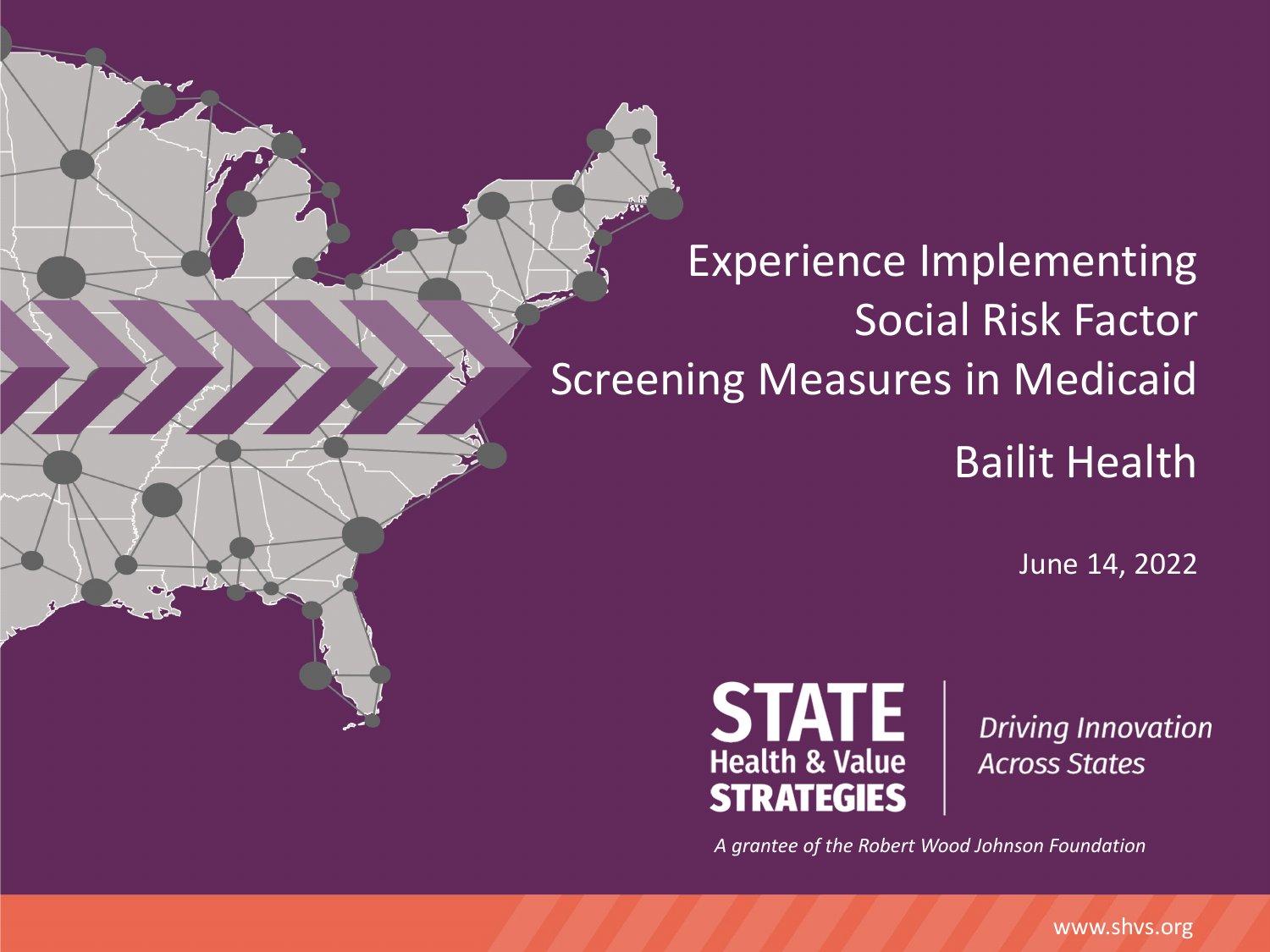# Experience Implementing Social Risk Factor Screening Measures in Medicaid

## Bailit Health

June 14, 2022

**STATE Health & Value STRATEGIES**

*Driving Innovation Across States*

*A grantee of the Robert Wood Johnson Foundation*

www.shvs.org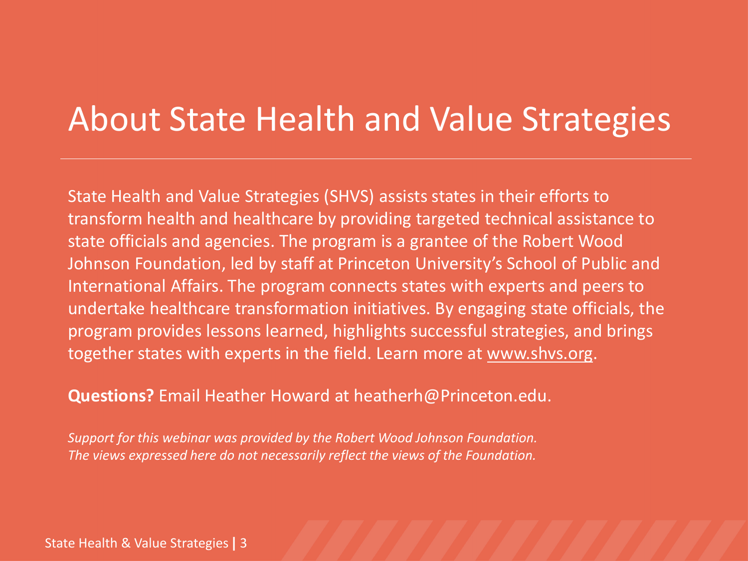# About State Health and Value Strategies

State Health and Value Strategies (SHVS) assists states in their efforts to transform health and healthcare by providing targeted technical assistance to state officials and agencies. The program is a grantee of the Robert Wood Johnson Foundation, led by staff at Princeton University's School of Public and International Affairs. The program connects states with experts and peers to undertake healthcare transformation initiatives. By engaging state officials, the program provides lessons learned, highlights successful strategies, and brings together states with experts in the field. Learn more at www.shvs.org.

**Questions?** Email Heather Howard at heatherh@Princeton.edu.

*Support for this webinar was provided by the Robert Wood Johnson Foundation. The views expressed here do not necessarily reflect the views of the Foundation.*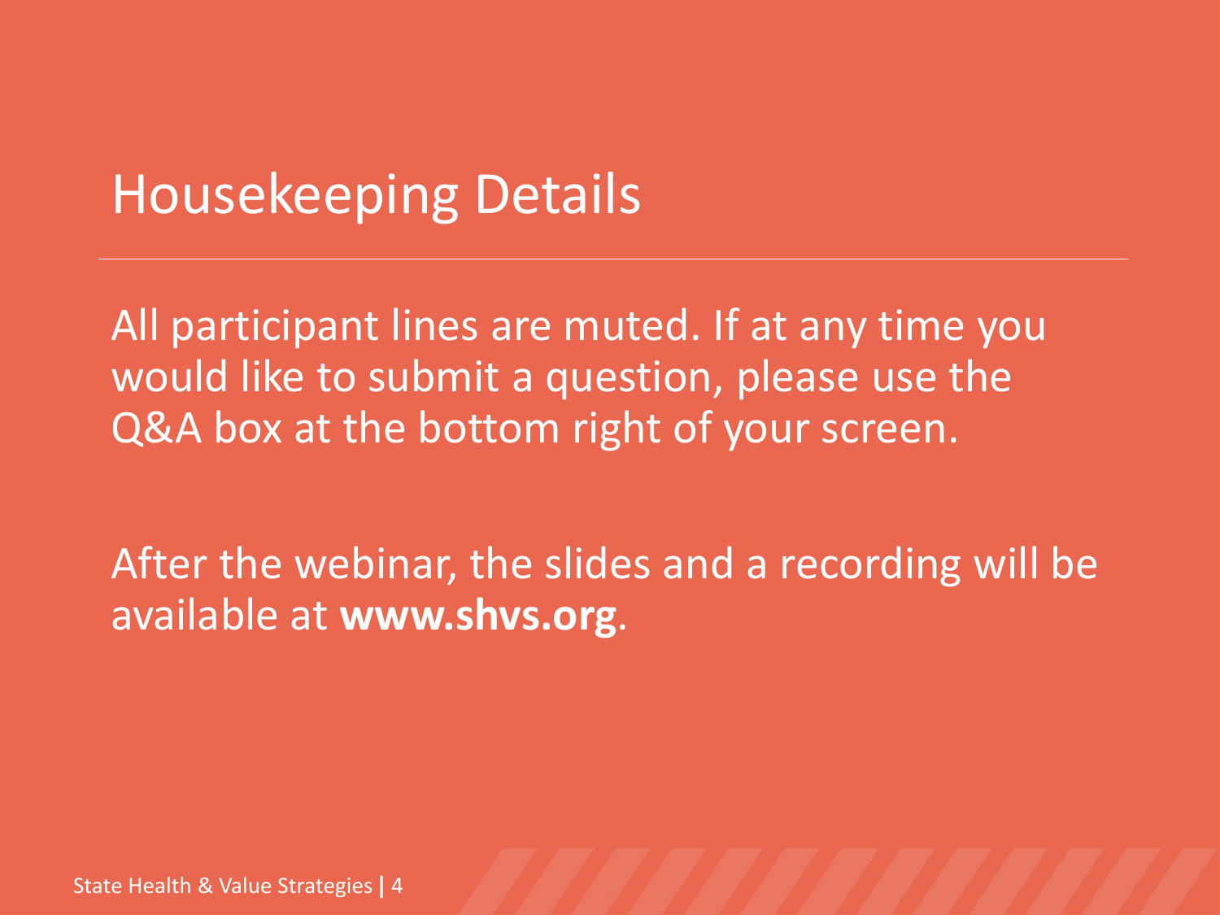# Housekeeping Details

All participant lines are muted. If at any time you would like to submit a question, please use the Q&A box at the bottom right of your screen.

After the webinar, the slides and a recording will be available at **www.shvs.org**.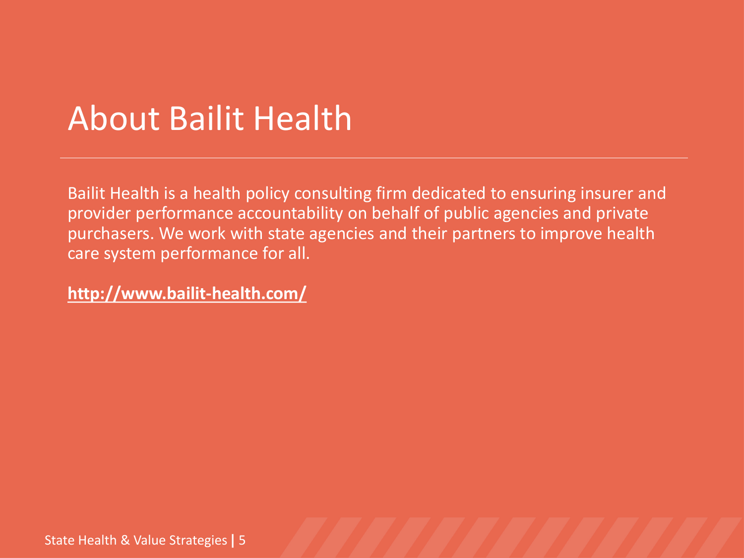# About Bailit Health

Bailit Health is a health policy consulting firm dedicated to ensuring insurer and provider performance accountability on behalf of public agencies and private purchasers. We work with state agencies and their partners to improve health care system performance for all.

**http://www.bailit-health.com/**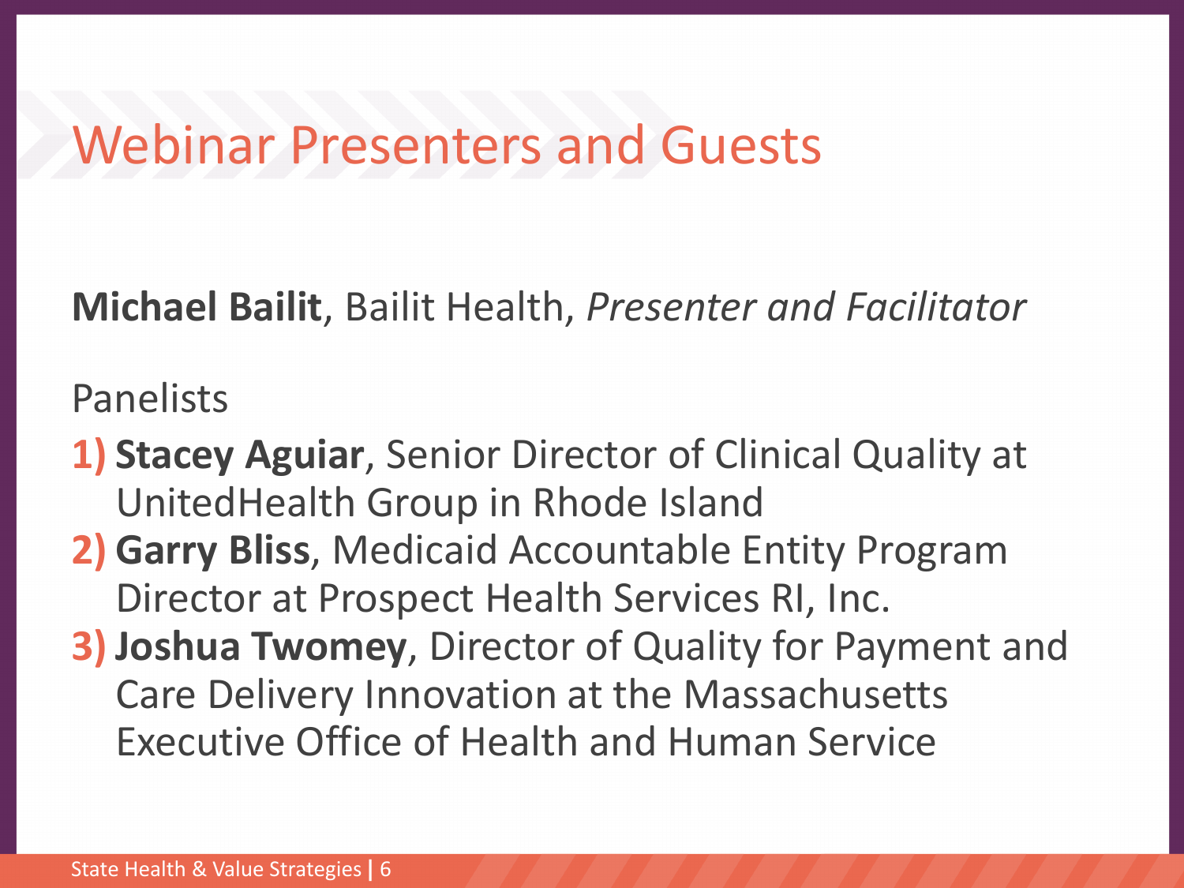# Webinar Presenters and Guests

**Michael Bailit**, Bailit Health, *Presenter and Facilitator*

Panelists

1) **Stacey Aguiar**, Senior Director of Clinical Quality at UnitedHealth Group in Rhode Island
2) **Garry Bliss**, Medicaid Accountable Entity Program Director at Prospect Health Services RI, Inc.
3) **Joshua Twomey**, Director of Quality for Payment and Care Delivery Innovation at the Massachusetts Executive Office of Health and Human Service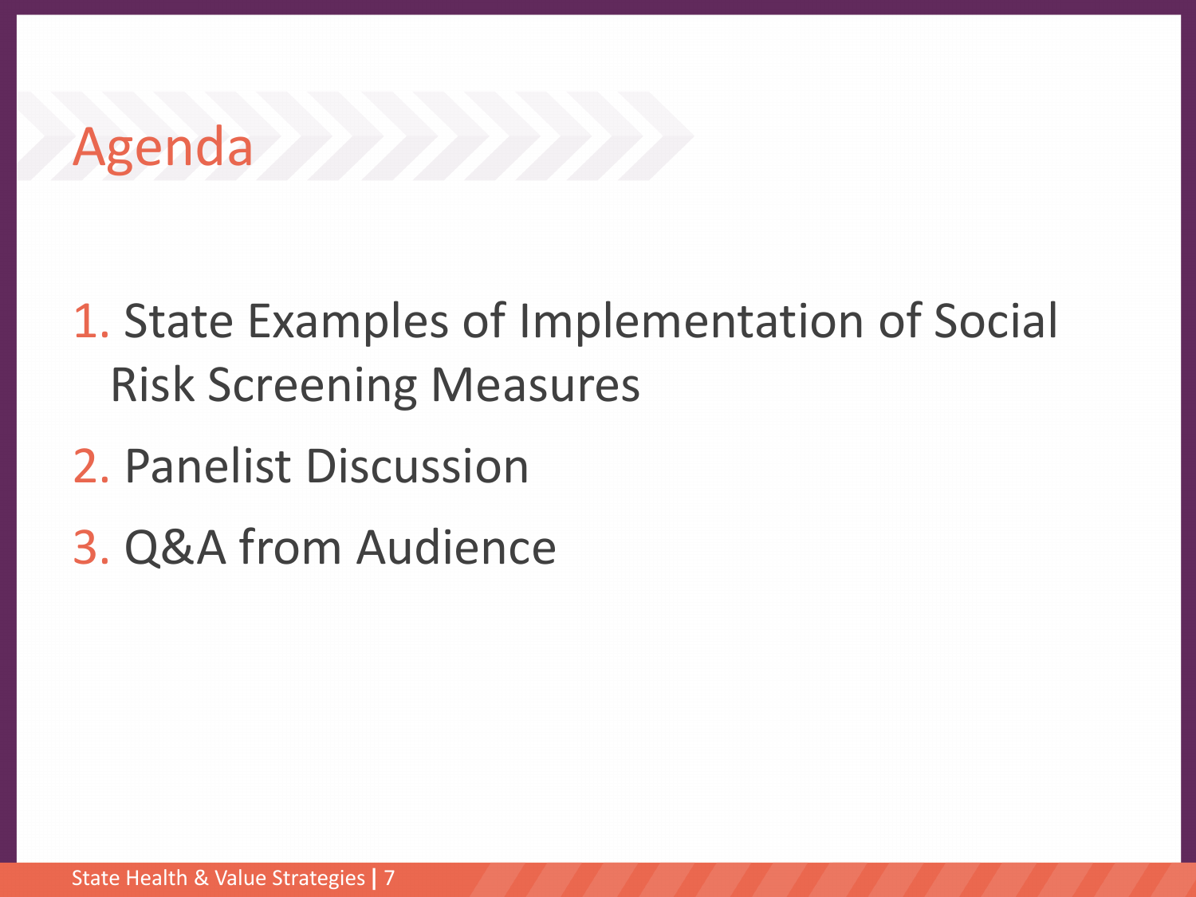# Agenda

1. State Examples of Implementation of Social Risk Screening Measures
2. Panelist Discussion
3. Q&A from Audience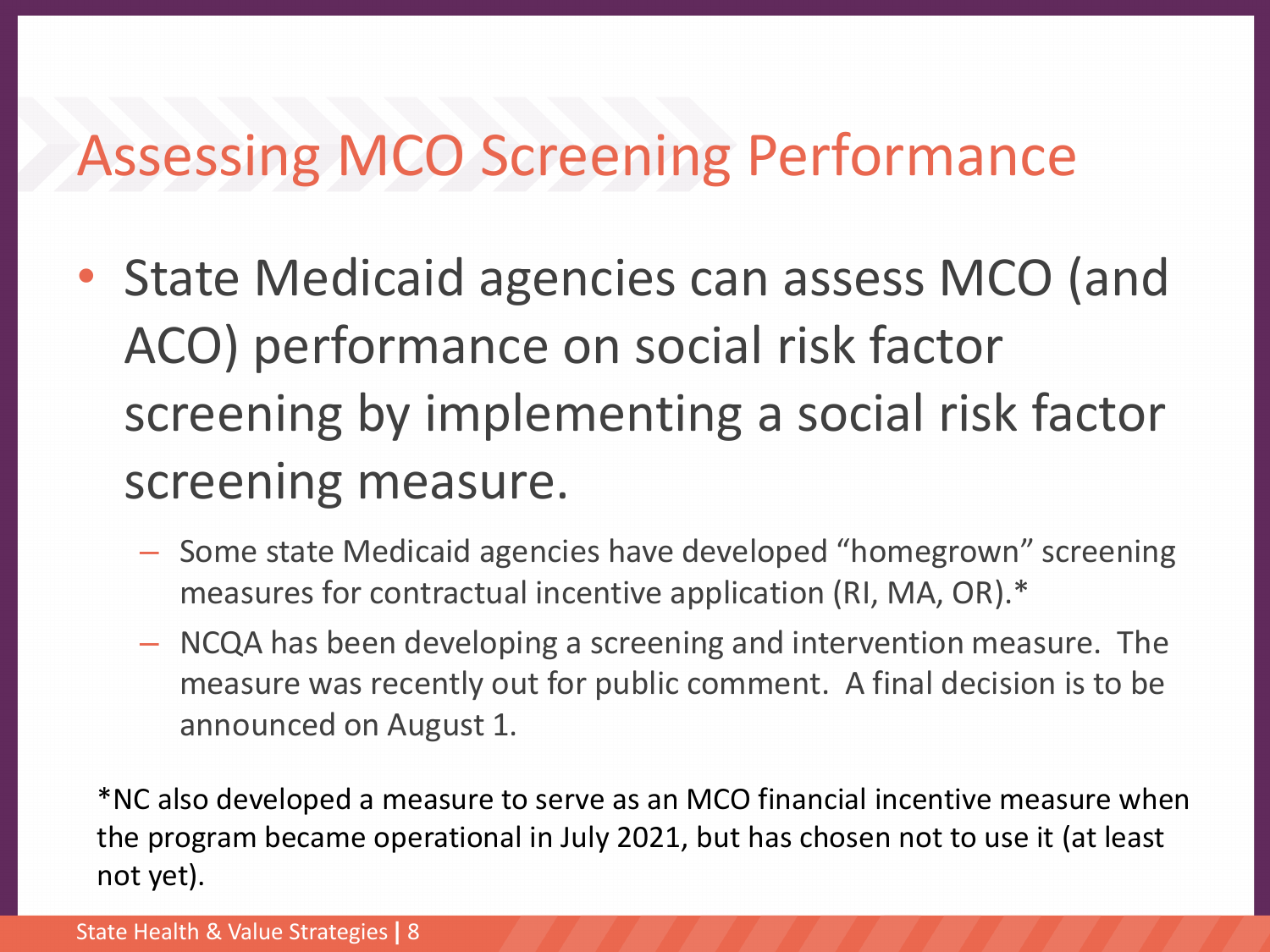# Assessing MCO Screening Performance

- State Medicaid agencies can assess MCO (and ACO) performance on social risk factor screening by implementing a social risk factor screening measure.
  - Some state Medicaid agencies have developed "homegrown" screening measures for contractual incentive application (RI, MA, OR).*
  - NCQA has been developing a screening and intervention measure. The measure was recently out for public comment. A final decision is to be announced on August 1.

*NC also developed a measure to serve as an MCO financial incentive measure when the program became operational in July 2021, but has chosen not to use it (at least not yet).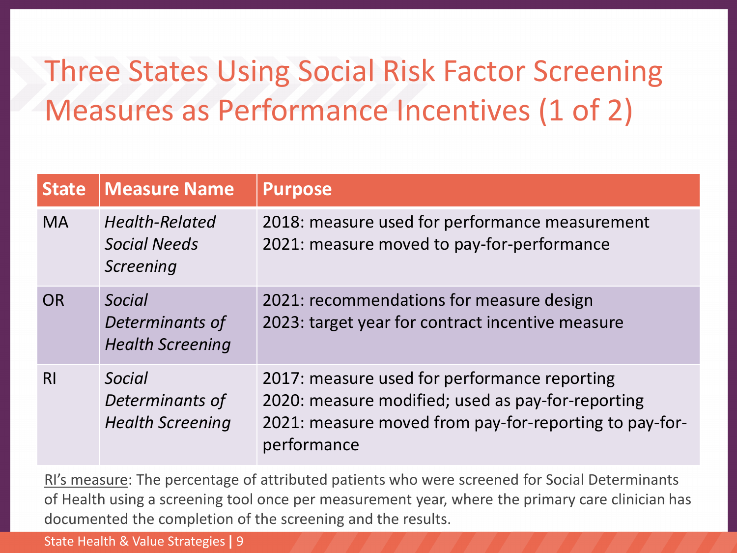# Three States Using Social Risk Factor Screening Measures as Performance Incentives (1 of 2)

| State | Measure Name | Purpose |
| --- | --- | --- |
| MA | *Health-Related Social Needs Screening* | 2018: measure used for performance measurement<br>2021: measure moved to pay-for-performance |
| OR | *Social Determinants of Health Screening* | 2021: recommendations for measure design<br>2023: target year for contract incentive measure |
| RI | *Social Determinants of Health Screening* | 2017: measure used for performance reporting<br>2020: measure modified; used as pay-for-reporting<br>2021: measure moved from pay-for-reporting to pay-for-performance |

<u>RI's measure</u>: The percentage of attributed patients who were screened for Social Determinants of Health using a screening tool once per measurement year, where the primary care clinician has documented the completion of the screening and the results.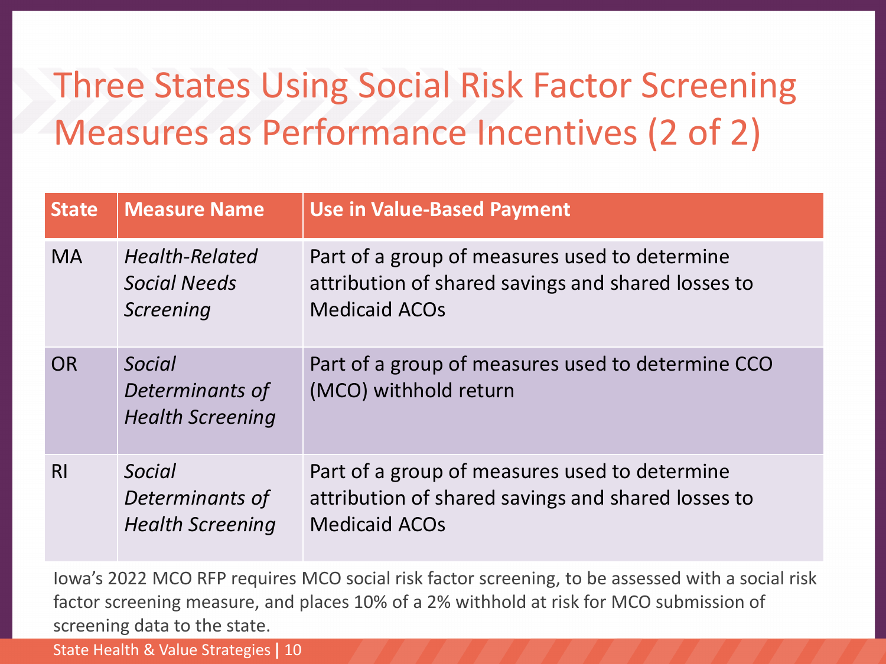# Three States Using Social Risk Factor Screening Measures as Performance Incentives (2 of 2)

| State | Measure Name | Use in Value-Based Payment |
|---|---|---|
| MA | *Health-Related Social Needs Screening* | Part of a group of measures used to determine attribution of shared savings and shared losses to Medicaid ACOs |
| OR | *Social Determinants of Health Screening* | Part of a group of measures used to determine CCO (MCO) withhold return |
| RI | *Social Determinants of Health Screening* | Part of a group of measures used to determine attribution of shared savings and shared losses to Medicaid ACOs |

Iowa's 2022 MCO RFP requires MCO social risk factor screening, to be assessed with a social risk factor screening measure, and places 10% of a 2% withhold at risk for MCO submission of screening data to the state.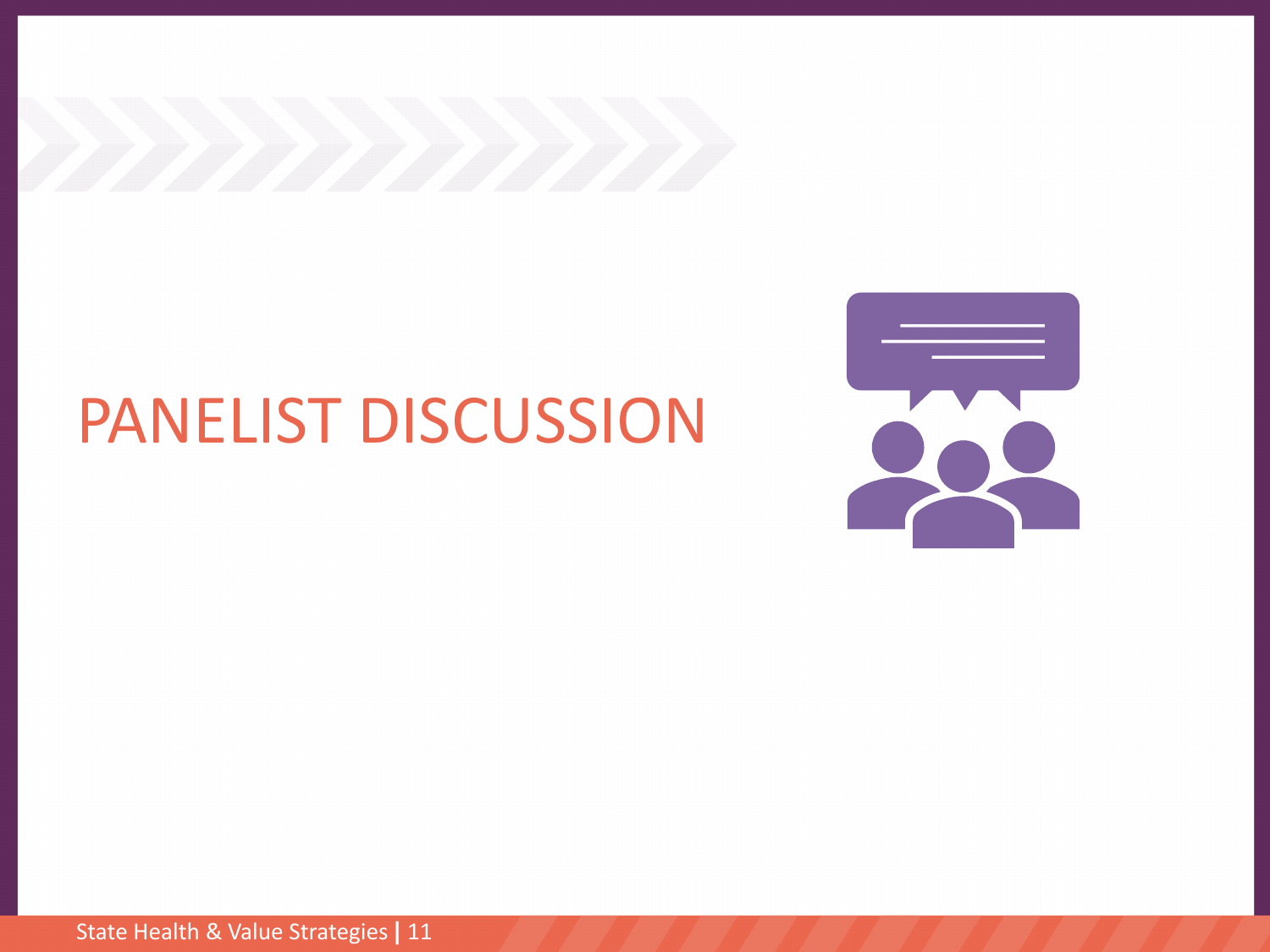# PANELIST DISCUSSION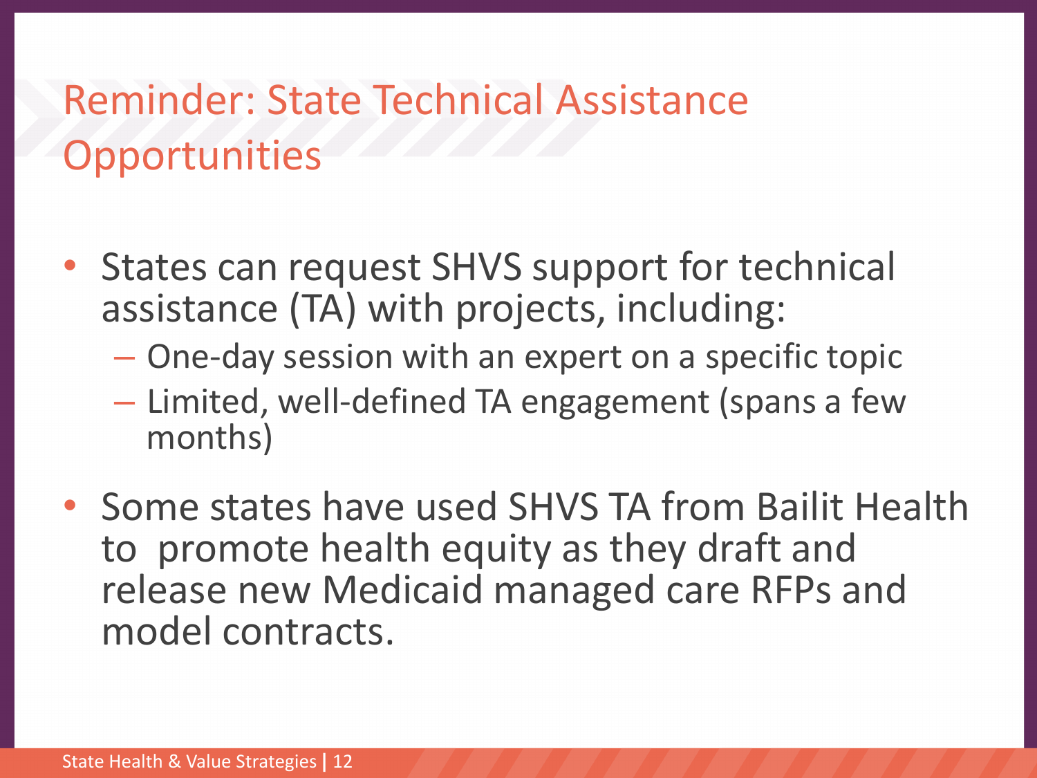# Reminder: State Technical Assistance Opportunities

- States can request SHVS support for technical assistance (TA) with projects, including:
  - One-day session with an expert on a specific topic
  - Limited, well-defined TA engagement (spans a few months)
- Some states have used SHVS TA from Bailit Health to promote health equity as they draft and release new Medicaid managed care RFPs and model contracts.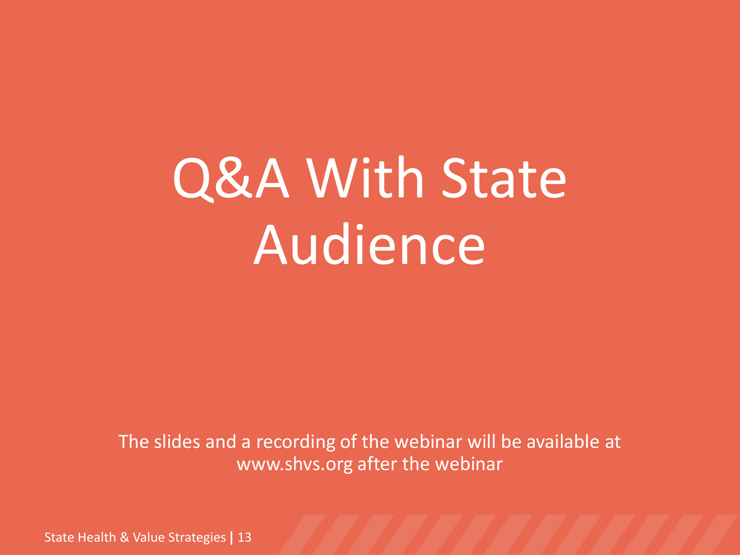# Q&A With State Audience

The slides and a recording of the webinar will be available at www.shvs.org after the webinar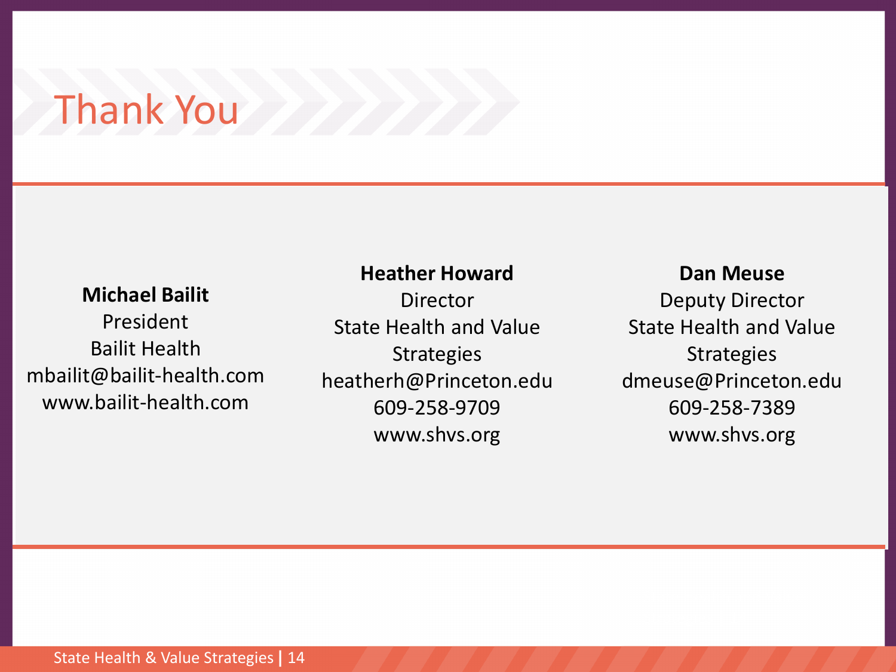# Thank You

**Michael Bailit**
President
Bailit Health
mbailit@bailit-health.com
www.bailit-health.com

**Heather Howard**
Director
State Health and Value Strategies
heatherh@Princeton.edu
609-258-9709
www.shvs.org

**Dan Meuse**
Deputy Director
State Health and Value Strategies
dmeuse@Princeton.edu
609-258-7389
www.shvs.org